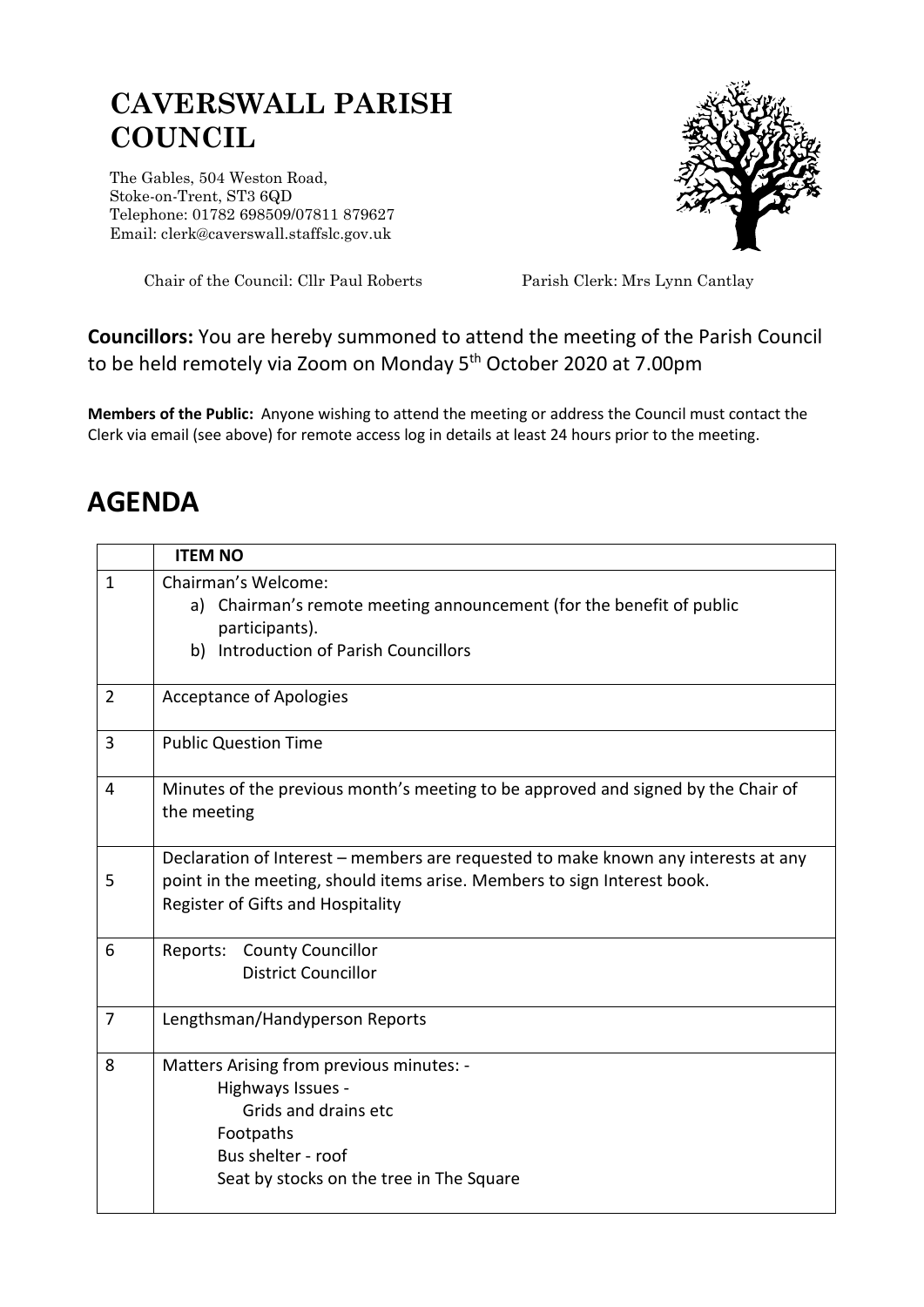# CAVERSWALL PARISH COUNCIL

The Gables, 504 Weston Road,
Stoke-on-Trent, ST3 6QD
Telephone: 01782 698509/07811 879627
Email: clerk@caverswall.staffslc.gov.uk

Chair of the Council: Cllr Paul Roberts    Parish Clerk: Mrs Lynn Cantlay

**Councillors:** You are hereby summoned to attend the meeting of the Parish Council to be held remotely via Zoom on Monday 5th October 2020 at 7.00pm

**Members of the Public:** Anyone wishing to attend the meeting or address the Council must contact the Clerk via email (see above) for remote access log in details at least 24 hours prior to the meeting.

## AGENDA

| | **ITEM NO** |
|---|---|
| 1 | Chairman's Welcome:<br>a) Chairman's remote meeting announcement (for the benefit of public participants).<br>b) Introduction of Parish Councillors |
| 2 | Acceptance of Apologies |
| 3 | Public Question Time |
| 4 | Minutes of the previous month's meeting to be approved and signed by the Chair of the meeting |
| 5 | Declaration of Interest – members are requested to make known any interests at any point in the meeting, should items arise. Members to sign Interest book.<br>Register of Gifts and Hospitality |
| 6 | Reports: County Councillor<br>District Councillor |
| 7 | Lengthsman/Handyperson Reports |
| 8 | Matters Arising from previous minutes: -<br>Highways Issues -<br>Grids and drains etc<br>Footpaths<br>Bus shelter - roof<br>Seat by stocks on the tree in The Square |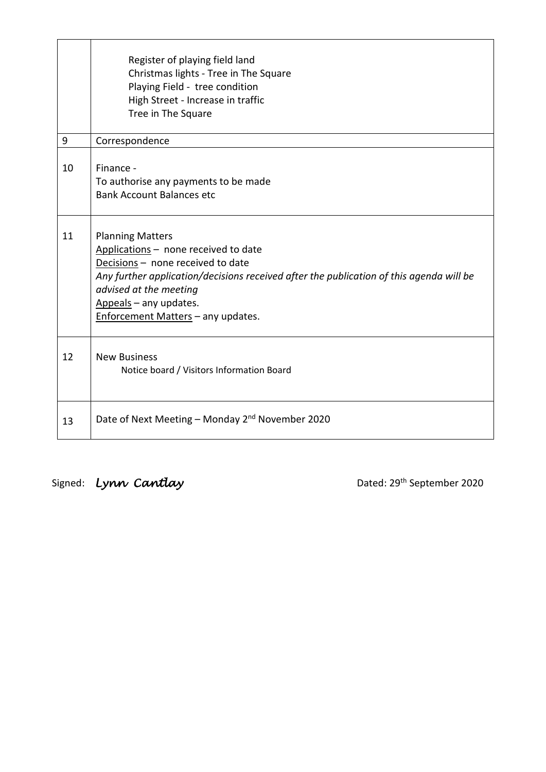| | |
|---|---|
| | Register of playing field land<br>Christmas lights - Tree in The Square<br>Playing Field - tree condition<br>High Street - Increase in traffic<br>Tree in The Square |
| 9 | Correspondence |
| 10 | Finance -<br>To authorise any payments to be made<br>Bank Account Balances etc |
| 11 | Planning Matters<br><u>Applications</u> – none received to date<br><u>Decisions</u> – none received to date<br>*Any further application/decisions received after the publication of this agenda will be advised at the meeting*<br><u>Appeals</u> – any updates.<br><u>Enforcement Matters</u> – any updates. |
| 12 | New Business<br>Notice board / Visitors Information Board |
| 13 | Date of Next Meeting – Monday 2nd November 2020 |

Signed: *Lynn Cantlay* Dated: 29th September 2020